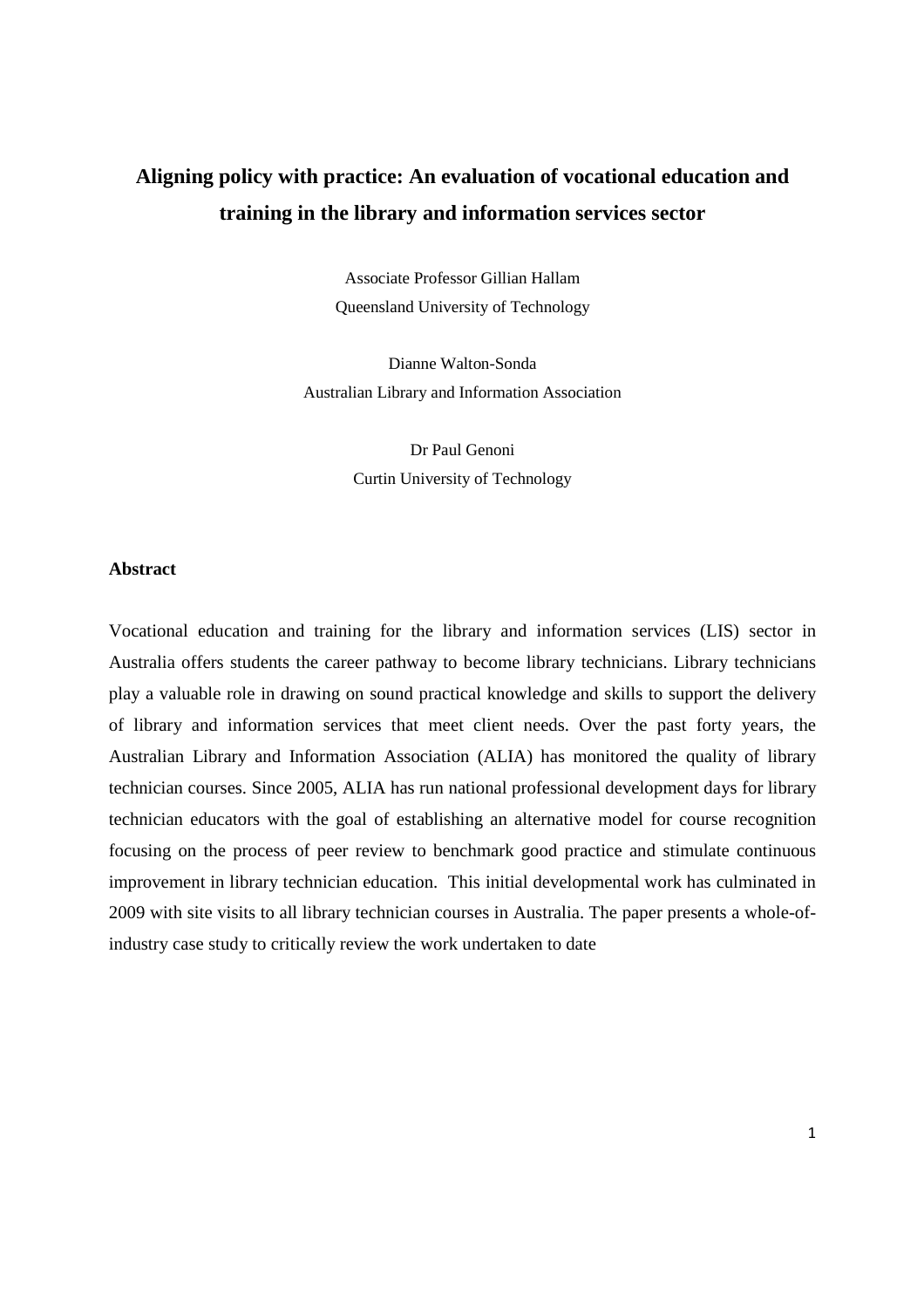# Aligning policy with practice: An evaluation of vocational education and training in the library and information services sector

Associate Professor Gillian Hallam
Queensland University of Technology

Dianne Walton-Sonda
Australian Library and Information Association

Dr Paul Genoni
Curtin University of Technology

## Abstract

Vocational education and training for the library and information services (LIS) sector in Australia offers students the career pathway to become library technicians. Library technicians play a valuable role in drawing on sound practical knowledge and skills to support the delivery of library and information services that meet client needs. Over the past forty years, the Australian Library and Information Association (ALIA) has monitored the quality of library technician courses. Since 2005, ALIA has run national professional development days for library technician educators with the goal of establishing an alternative model for course recognition focusing on the process of peer review to benchmark good practice and stimulate continuous improvement in library technician education. This initial developmental work has culminated in 2009 with site visits to all library technician courses in Australia. The paper presents a whole-of-industry case study to critically review the work undertaken to date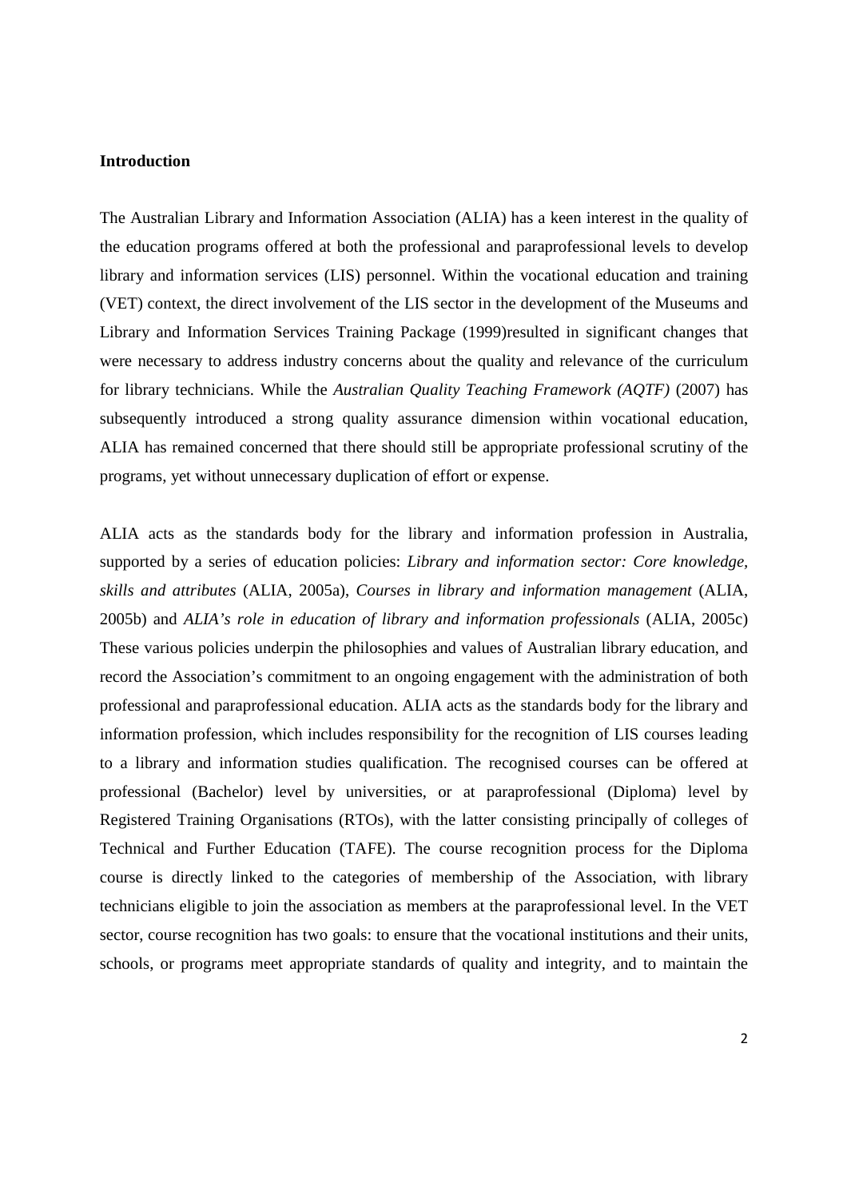**Introduction**

The Australian Library and Information Association (ALIA) has a keen interest in the quality of the education programs offered at both the professional and paraprofessional levels to develop library and information services (LIS) personnel. Within the vocational education and training (VET) context, the direct involvement of the LIS sector in the development of the Museums and Library and Information Services Training Package (1999)resulted in significant changes that were necessary to address industry concerns about the quality and relevance of the curriculum for library technicians. While the *Australian Quality Teaching Framework (AQTF)* (2007) has subsequently introduced a strong quality assurance dimension within vocational education, ALIA has remained concerned that there should still be appropriate professional scrutiny of the programs, yet without unnecessary duplication of effort or expense.

ALIA acts as the standards body for the library and information profession in Australia, supported by a series of education policies: *Library and information sector: Core knowledge, skills and attributes* (ALIA, 2005a), *Courses in library and information management* (ALIA, 2005b) and *ALIA's role in education of library and information professionals* (ALIA, 2005c) These various policies underpin the philosophies and values of Australian library education, and record the Association's commitment to an ongoing engagement with the administration of both professional and paraprofessional education. ALIA acts as the standards body for the library and information profession, which includes responsibility for the recognition of LIS courses leading to a library and information studies qualification. The recognised courses can be offered at professional (Bachelor) level by universities, or at paraprofessional (Diploma) level by Registered Training Organisations (RTOs), with the latter consisting principally of colleges of Technical and Further Education (TAFE). The course recognition process for the Diploma course is directly linked to the categories of membership of the Association, with library technicians eligible to join the association as members at the paraprofessional level. In the VET sector, course recognition has two goals: to ensure that the vocational institutions and their units, schools, or programs meet appropriate standards of quality and integrity, and to maintain the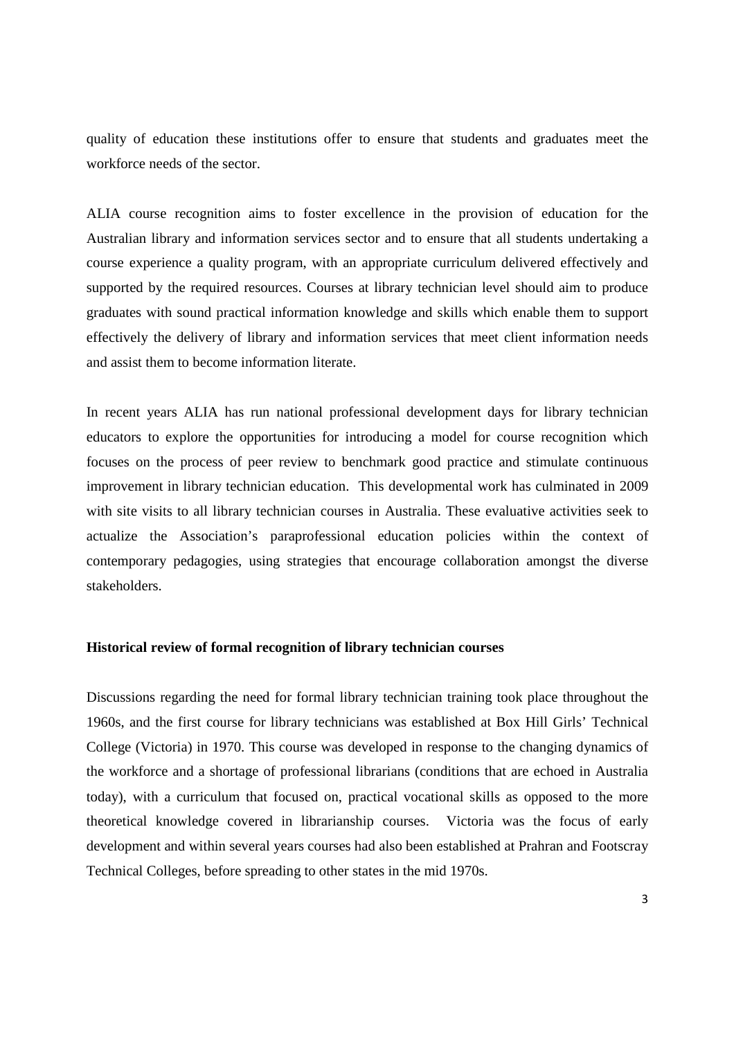quality of education these institutions offer to ensure that students and graduates meet the workforce needs of the sector.

ALIA course recognition aims to foster excellence in the provision of education for the Australian library and information services sector and to ensure that all students undertaking a course experience a quality program, with an appropriate curriculum delivered effectively and supported by the required resources. Courses at library technician level should aim to produce graduates with sound practical information knowledge and skills which enable them to support effectively the delivery of library and information services that meet client information needs and assist them to become information literate.

In recent years ALIA has run national professional development days for library technician educators to explore the opportunities for introducing a model for course recognition which focuses on the process of peer review to benchmark good practice and stimulate continuous improvement in library technician education. This developmental work has culminated in 2009 with site visits to all library technician courses in Australia. These evaluative activities seek to actualize the Association's paraprofessional education policies within the context of contemporary pedagogies, using strategies that encourage collaboration amongst the diverse stakeholders.

**Historical review of formal recognition of library technician courses**

Discussions regarding the need for formal library technician training took place throughout the 1960s, and the first course for library technicians was established at Box Hill Girls' Technical College (Victoria) in 1970. This course was developed in response to the changing dynamics of the workforce and a shortage of professional librarians (conditions that are echoed in Australia today), with a curriculum that focused on, practical vocational skills as opposed to the more theoretical knowledge covered in librarianship courses. Victoria was the focus of early development and within several years courses had also been established at Prahran and Footscray Technical Colleges, before spreading to other states in the mid 1970s.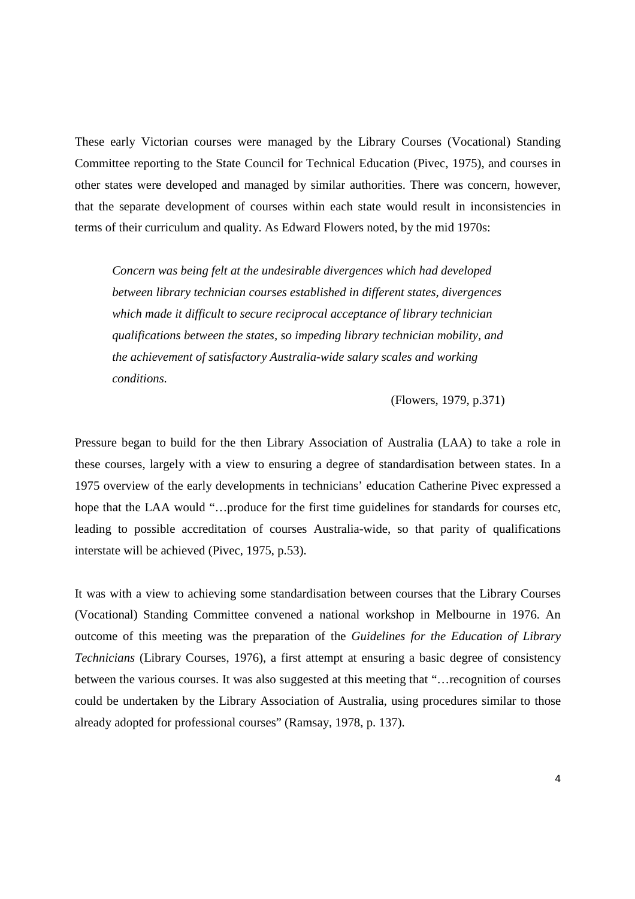These early Victorian courses were managed by the Library Courses (Vocational) Standing Committee reporting to the State Council for Technical Education (Pivec, 1975), and courses in other states were developed and managed by similar authorities. There was concern, however, that the separate development of courses within each state would result in inconsistencies in terms of their curriculum and quality. As Edward Flowers noted, by the mid 1970s:

> *Concern was being felt at the undesirable divergences which had developed between library technician courses established in different states, divergences which made it difficult to secure reciprocal acceptance of library technician qualifications between the states, so impeding library technician mobility, and the achievement of satisfactory Australia-wide salary scales and working conditions.*
>
> (Flowers, 1979, p.371)

Pressure began to build for the then Library Association of Australia (LAA) to take a role in these courses, largely with a view to ensuring a degree of standardisation between states. In a 1975 overview of the early developments in technicians' education Catherine Pivec expressed a hope that the LAA would "…produce for the first time guidelines for standards for courses etc, leading to possible accreditation of courses Australia-wide, so that parity of qualifications interstate will be achieved (Pivec, 1975, p.53).

It was with a view to achieving some standardisation between courses that the Library Courses (Vocational) Standing Committee convened a national workshop in Melbourne in 1976. An outcome of this meeting was the preparation of the *Guidelines for the Education of Library Technicians* (Library Courses, 1976), a first attempt at ensuring a basic degree of consistency between the various courses. It was also suggested at this meeting that "…recognition of courses could be undertaken by the Library Association of Australia, using procedures similar to those already adopted for professional courses" (Ramsay, 1978, p. 137).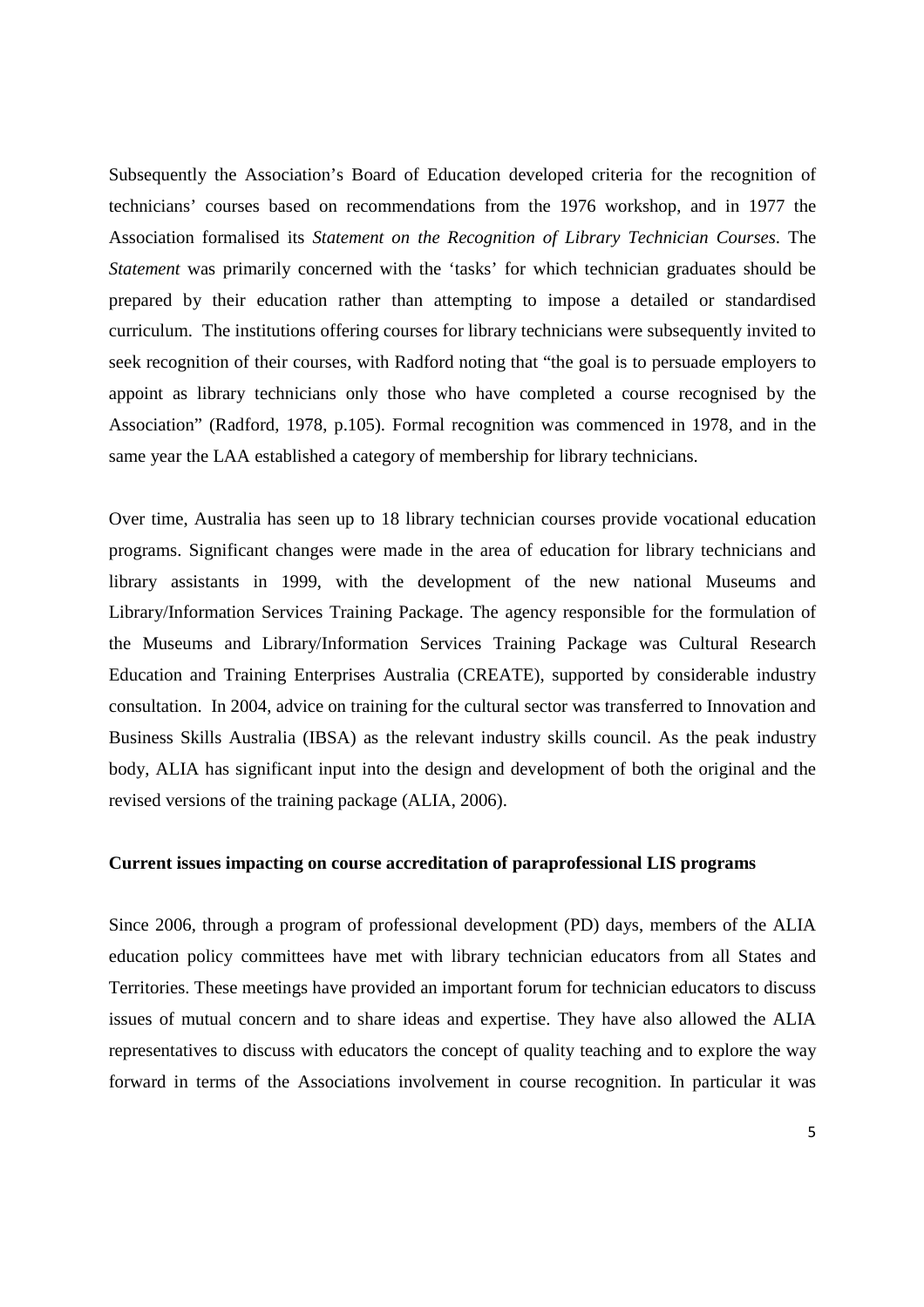Subsequently the Association's Board of Education developed criteria for the recognition of technicians' courses based on recommendations from the 1976 workshop, and in 1977 the Association formalised its *Statement on the Recognition of Library Technician Courses*. The *Statement* was primarily concerned with the 'tasks' for which technician graduates should be prepared by their education rather than attempting to impose a detailed or standardised curriculum. The institutions offering courses for library technicians were subsequently invited to seek recognition of their courses, with Radford noting that "the goal is to persuade employers to appoint as library technicians only those who have completed a course recognised by the Association" (Radford, 1978, p.105). Formal recognition was commenced in 1978, and in the same year the LAA established a category of membership for library technicians.

Over time, Australia has seen up to 18 library technician courses provide vocational education programs. Significant changes were made in the area of education for library technicians and library assistants in 1999, with the development of the new national Museums and Library/Information Services Training Package. The agency responsible for the formulation of the Museums and Library/Information Services Training Package was Cultural Research Education and Training Enterprises Australia (CREATE), supported by considerable industry consultation. In 2004, advice on training for the cultural sector was transferred to Innovation and Business Skills Australia (IBSA) as the relevant industry skills council. As the peak industry body, ALIA has significant input into the design and development of both the original and the revised versions of the training package (ALIA, 2006).

**Current issues impacting on course accreditation of paraprofessional LIS programs**

Since 2006, through a program of professional development (PD) days, members of the ALIA education policy committees have met with library technician educators from all States and Territories. These meetings have provided an important forum for technician educators to discuss issues of mutual concern and to share ideas and expertise. They have also allowed the ALIA representatives to discuss with educators the concept of quality teaching and to explore the way forward in terms of the Associations involvement in course recognition. In particular it was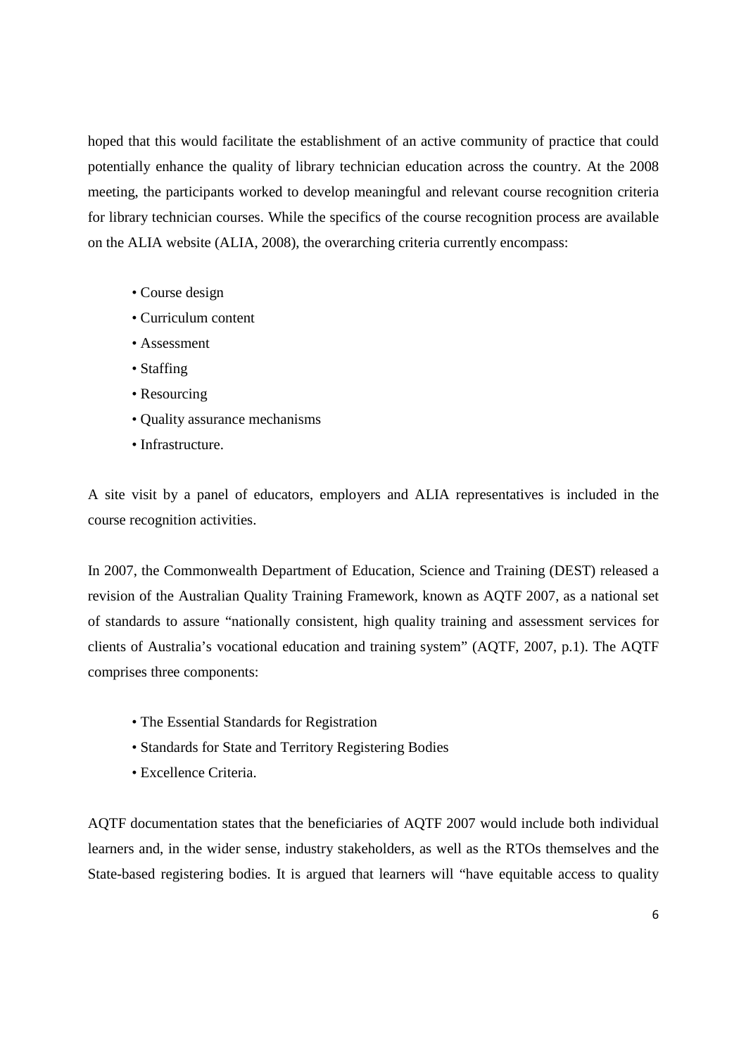hoped that this would facilitate the establishment of an active community of practice that could potentially enhance the quality of library technician education across the country. At the 2008 meeting, the participants worked to develop meaningful and relevant course recognition criteria for library technician courses. While the specifics of the course recognition process are available on the ALIA website (ALIA, 2008), the overarching criteria currently encompass:

- Course design
- Curriculum content
- Assessment
- Staffing
- Resourcing
- Quality assurance mechanisms
- Infrastructure.

A site visit by a panel of educators, employers and ALIA representatives is included in the course recognition activities.

In 2007, the Commonwealth Department of Education, Science and Training (DEST) released a revision of the Australian Quality Training Framework, known as AQTF 2007, as a national set of standards to assure "nationally consistent, high quality training and assessment services for clients of Australia's vocational education and training system" (AQTF, 2007, p.1). The AQTF comprises three components:

- The Essential Standards for Registration
- Standards for State and Territory Registering Bodies
- Excellence Criteria.

AQTF documentation states that the beneficiaries of AQTF 2007 would include both individual learners and, in the wider sense, industry stakeholders, as well as the RTOs themselves and the State-based registering bodies. It is argued that learners will "have equitable access to quality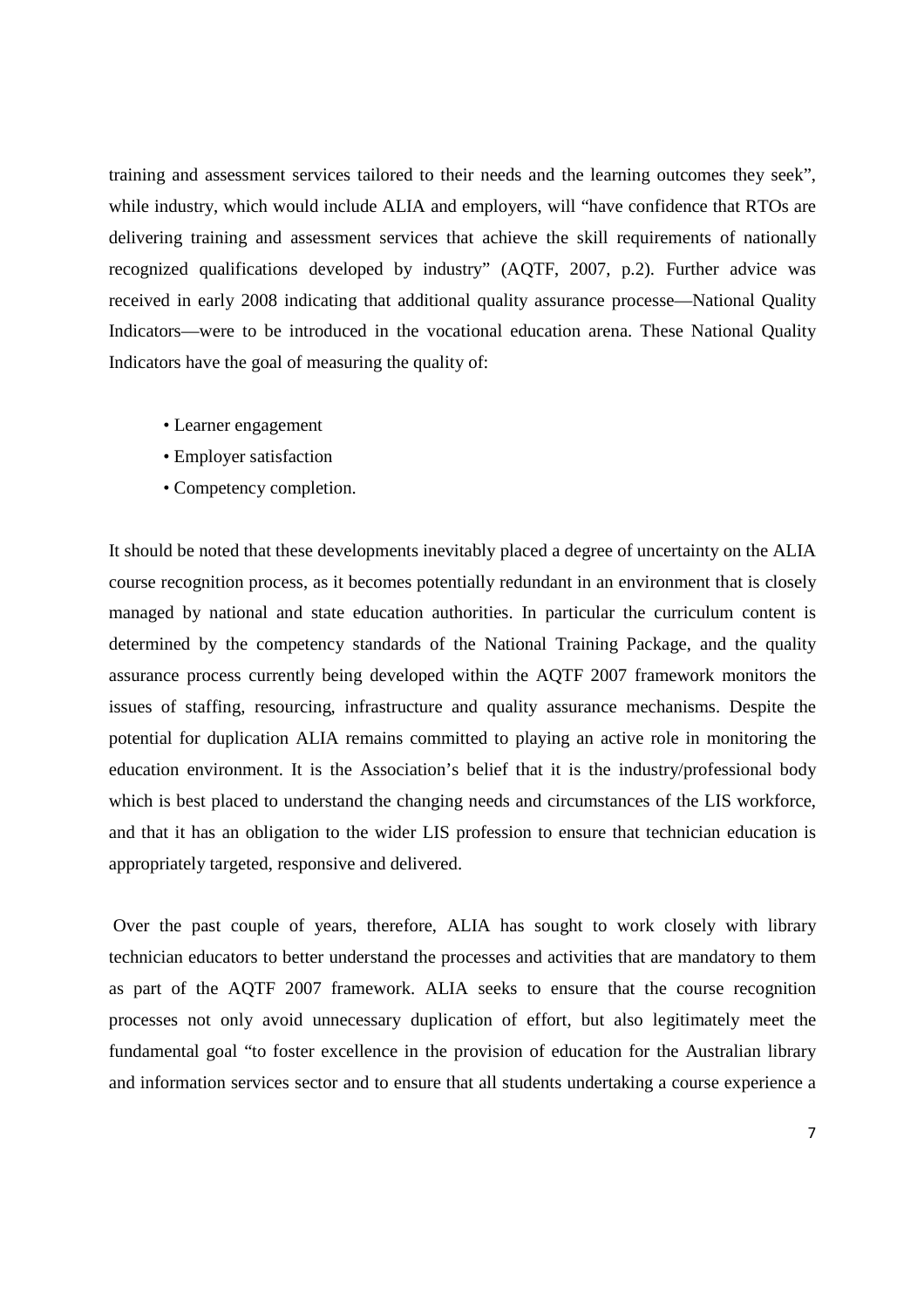training and assessment services tailored to their needs and the learning outcomes they seek", while industry, which would include ALIA and employers, will "have confidence that RTOs are delivering training and assessment services that achieve the skill requirements of nationally recognized qualifications developed by industry" (AQTF, 2007, p.2). Further advice was received in early 2008 indicating that additional quality assurance processe—National Quality Indicators—were to be introduced in the vocational education arena. These National Quality Indicators have the goal of measuring the quality of:

- Learner engagement
- Employer satisfaction
- Competency completion.

It should be noted that these developments inevitably placed a degree of uncertainty on the ALIA course recognition process, as it becomes potentially redundant in an environment that is closely managed by national and state education authorities. In particular the curriculum content is determined by the competency standards of the National Training Package, and the quality assurance process currently being developed within the AQTF 2007 framework monitors the issues of staffing, resourcing, infrastructure and quality assurance mechanisms. Despite the potential for duplication ALIA remains committed to playing an active role in monitoring the education environment. It is the Association's belief that it is the industry/professional body which is best placed to understand the changing needs and circumstances of the LIS workforce, and that it has an obligation to the wider LIS profession to ensure that technician education is appropriately targeted, responsive and delivered.

Over the past couple of years, therefore, ALIA has sought to work closely with library technician educators to better understand the processes and activities that are mandatory to them as part of the AQTF 2007 framework. ALIA seeks to ensure that the course recognition processes not only avoid unnecessary duplication of effort, but also legitimately meet the fundamental goal "to foster excellence in the provision of education for the Australian library and information services sector and to ensure that all students undertaking a course experience a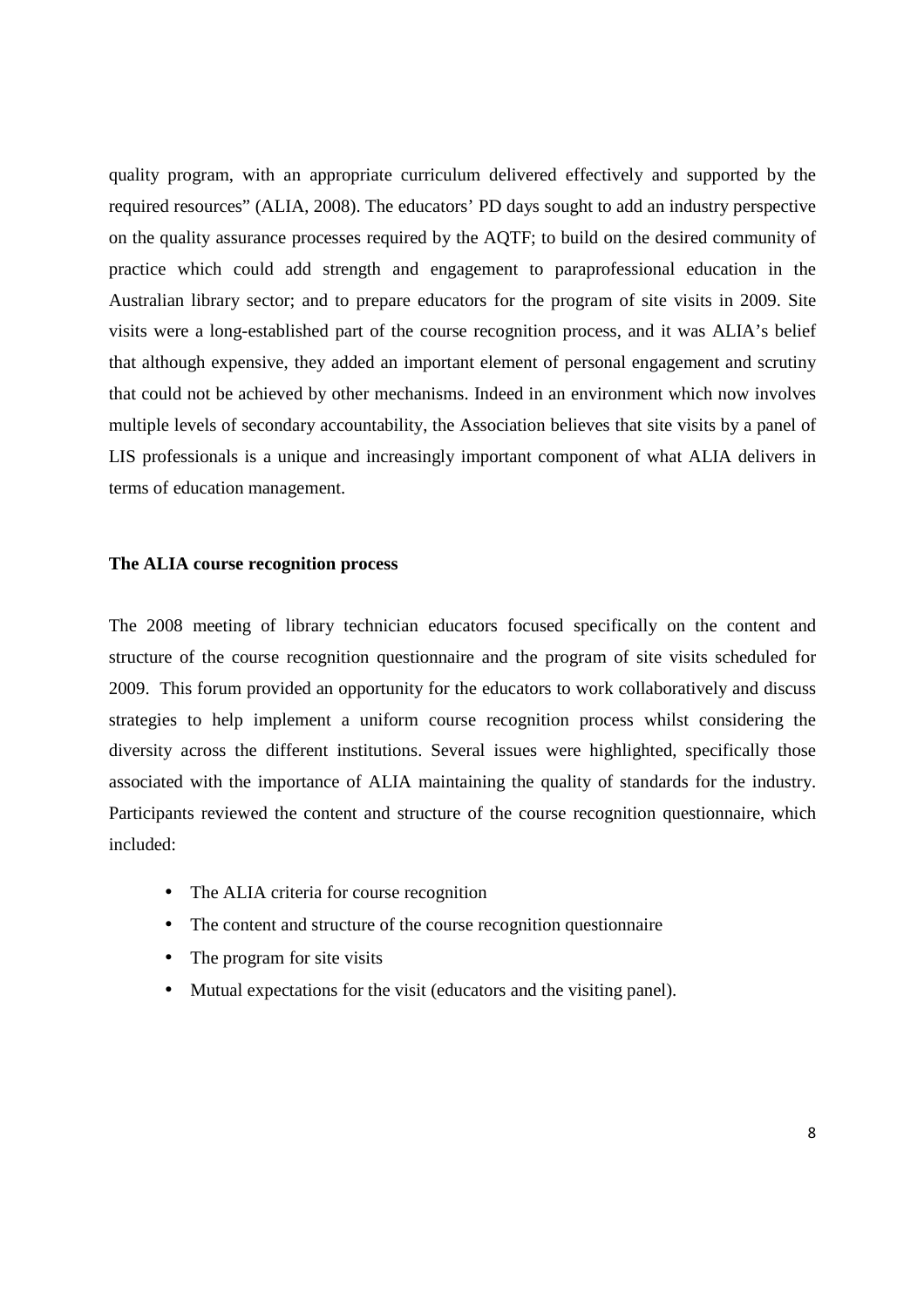quality program, with an appropriate curriculum delivered effectively and supported by the required resources" (ALIA, 2008). The educators' PD days sought to add an industry perspective on the quality assurance processes required by the AQTF; to build on the desired community of practice which could add strength and engagement to paraprofessional education in the Australian library sector; and to prepare educators for the program of site visits in 2009. Site visits were a long-established part of the course recognition process, and it was ALIA's belief that although expensive, they added an important element of personal engagement and scrutiny that could not be achieved by other mechanisms. Indeed in an environment which now involves multiple levels of secondary accountability, the Association believes that site visits by a panel of LIS professionals is a unique and increasingly important component of what ALIA delivers in terms of education management.

**The ALIA course recognition process**

The 2008 meeting of library technician educators focused specifically on the content and structure of the course recognition questionnaire and the program of site visits scheduled for 2009. This forum provided an opportunity for the educators to work collaboratively and discuss strategies to help implement a uniform course recognition process whilst considering the diversity across the different institutions. Several issues were highlighted, specifically those associated with the importance of ALIA maintaining the quality of standards for the industry. Participants reviewed the content and structure of the course recognition questionnaire, which included:

- The ALIA criteria for course recognition
- The content and structure of the course recognition questionnaire
- The program for site visits
- Mutual expectations for the visit (educators and the visiting panel).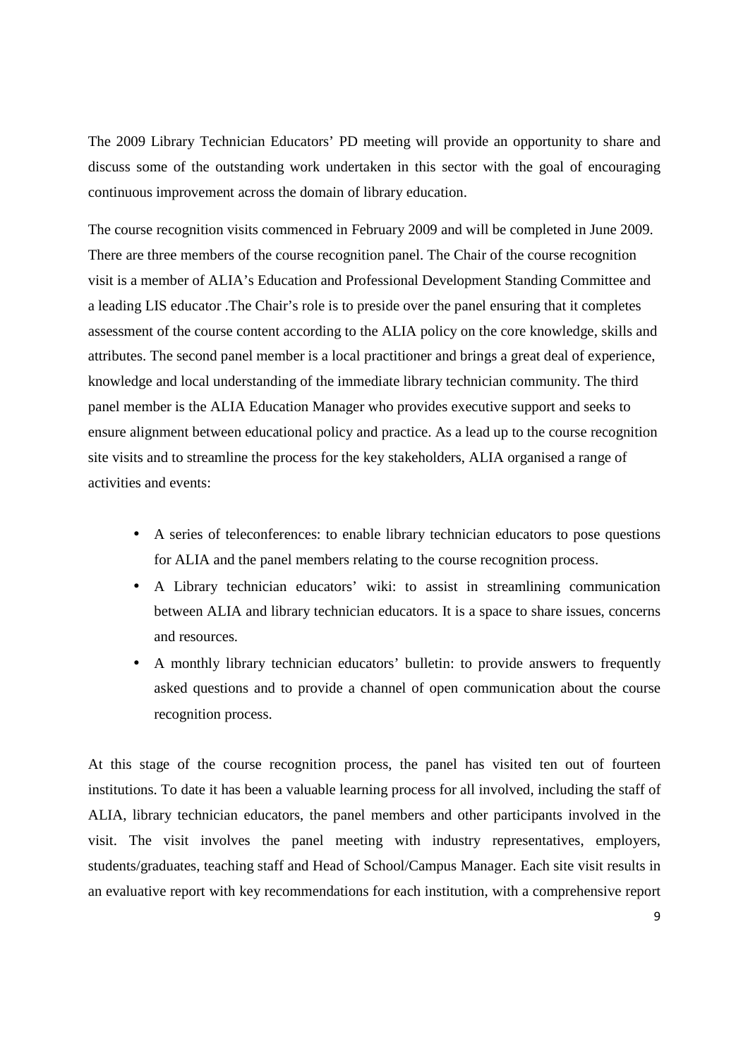The 2009 Library Technician Educators' PD meeting will provide an opportunity to share and discuss some of the outstanding work undertaken in this sector with the goal of encouraging continuous improvement across the domain of library education.

The course recognition visits commenced in February 2009 and will be completed in June 2009. There are three members of the course recognition panel. The Chair of the course recognition visit is a member of ALIA's Education and Professional Development Standing Committee and a leading LIS educator .The Chair's role is to preside over the panel ensuring that it completes assessment of the course content according to the ALIA policy on the core knowledge, skills and attributes. The second panel member is a local practitioner and brings a great deal of experience, knowledge and local understanding of the immediate library technician community. The third panel member is the ALIA Education Manager who provides executive support and seeks to ensure alignment between educational policy and practice. As a lead up to the course recognition site visits and to streamline the process for the key stakeholders, ALIA organised a range of activities and events:

- A series of teleconferences: to enable library technician educators to pose questions for ALIA and the panel members relating to the course recognition process.
- A Library technician educators' wiki: to assist in streamlining communication between ALIA and library technician educators. It is a space to share issues, concerns and resources.
- A monthly library technician educators' bulletin: to provide answers to frequently asked questions and to provide a channel of open communication about the course recognition process.

At this stage of the course recognition process, the panel has visited ten out of fourteen institutions. To date it has been a valuable learning process for all involved, including the staff of ALIA, library technician educators, the panel members and other participants involved in the visit. The visit involves the panel meeting with industry representatives, employers, students/graduates, teaching staff and Head of School/Campus Manager. Each site visit results in an evaluative report with key recommendations for each institution, with a comprehensive report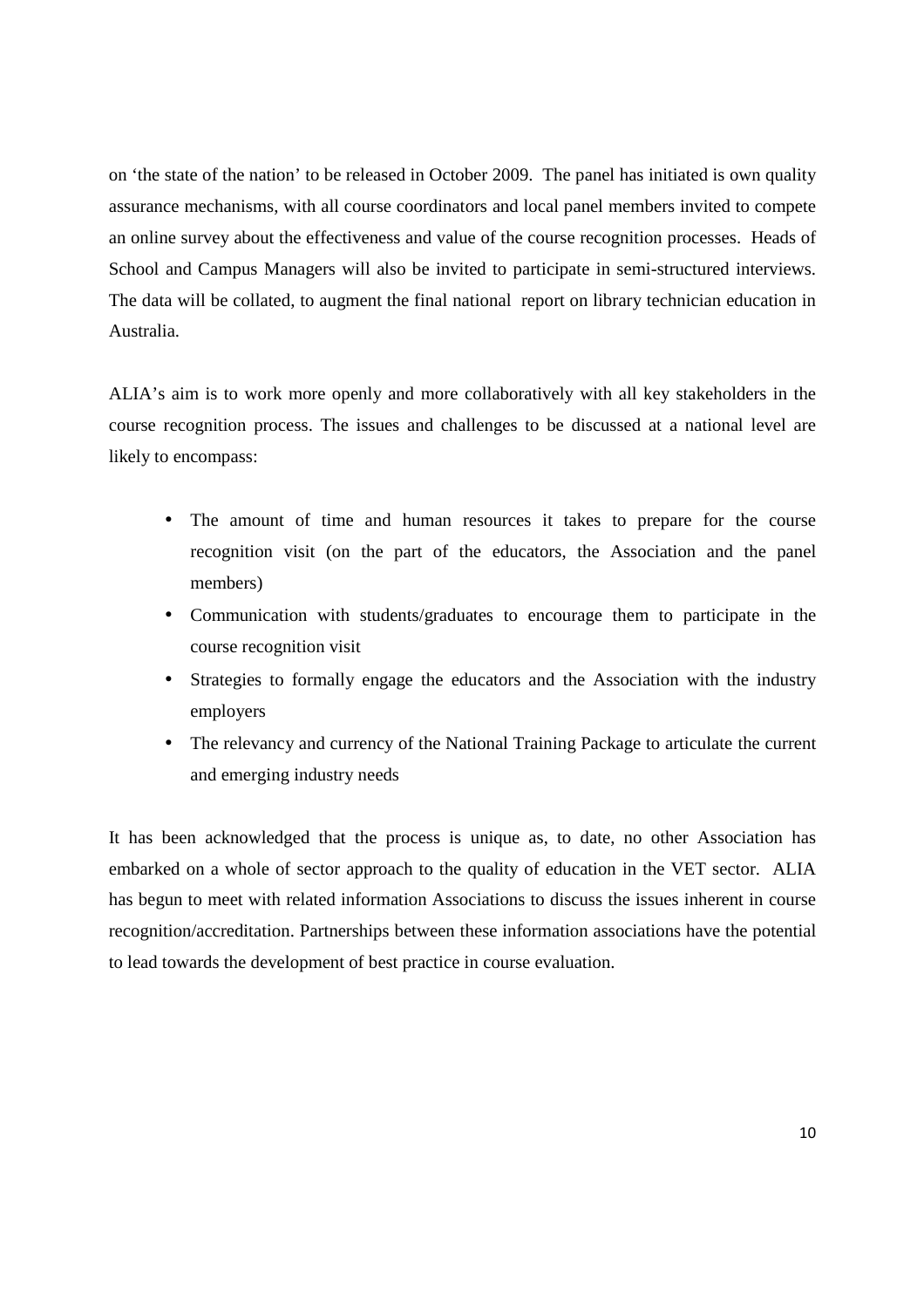on 'the state of the nation' to be released in October 2009. The panel has initiated is own quality assurance mechanisms, with all course coordinators and local panel members invited to compete an online survey about the effectiveness and value of the course recognition processes. Heads of School and Campus Managers will also be invited to participate in semi-structured interviews. The data will be collated, to augment the final national report on library technician education in Australia.

ALIA's aim is to work more openly and more collaboratively with all key stakeholders in the course recognition process. The issues and challenges to be discussed at a national level are likely to encompass:

- The amount of time and human resources it takes to prepare for the course recognition visit (on the part of the educators, the Association and the panel members)
- Communication with students/graduates to encourage them to participate in the course recognition visit
- Strategies to formally engage the educators and the Association with the industry employers
- The relevancy and currency of the National Training Package to articulate the current and emerging industry needs

It has been acknowledged that the process is unique as, to date, no other Association has embarked on a whole of sector approach to the quality of education in the VET sector. ALIA has begun to meet with related information Associations to discuss the issues inherent in course recognition/accreditation. Partnerships between these information associations have the potential to lead towards the development of best practice in course evaluation.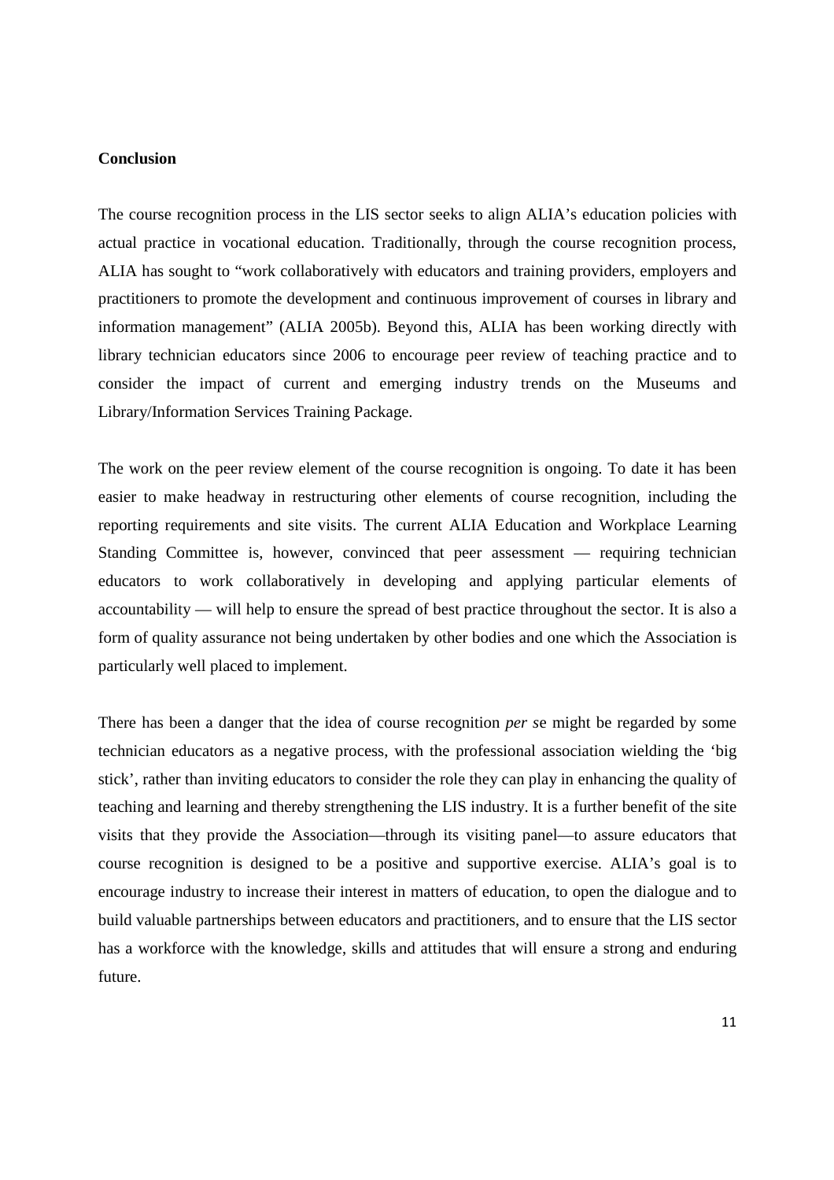**Conclusion**

The course recognition process in the LIS sector seeks to align ALIA's education policies with actual practice in vocational education. Traditionally, through the course recognition process, ALIA has sought to "work collaboratively with educators and training providers, employers and practitioners to promote the development and continuous improvement of courses in library and information management" (ALIA 2005b). Beyond this, ALIA has been working directly with library technician educators since 2006 to encourage peer review of teaching practice and to consider the impact of current and emerging industry trends on the Museums and Library/Information Services Training Package.

The work on the peer review element of the course recognition is ongoing. To date it has been easier to make headway in restructuring other elements of course recognition, including the reporting requirements and site visits. The current ALIA Education and Workplace Learning Standing Committee is, however, convinced that peer assessment — requiring technician educators to work collaboratively in developing and applying particular elements of accountability — will help to ensure the spread of best practice throughout the sector. It is also a form of quality assurance not being undertaken by other bodies and one which the Association is particularly well placed to implement.

There has been a danger that the idea of course recognition *per se* might be regarded by some technician educators as a negative process, with the professional association wielding the 'big stick', rather than inviting educators to consider the role they can play in enhancing the quality of teaching and learning and thereby strengthening the LIS industry. It is a further benefit of the site visits that they provide the Association—through its visiting panel—to assure educators that course recognition is designed to be a positive and supportive exercise. ALIA's goal is to encourage industry to increase their interest in matters of education, to open the dialogue and to build valuable partnerships between educators and practitioners, and to ensure that the LIS sector has a workforce with the knowledge, skills and attitudes that will ensure a strong and enduring future.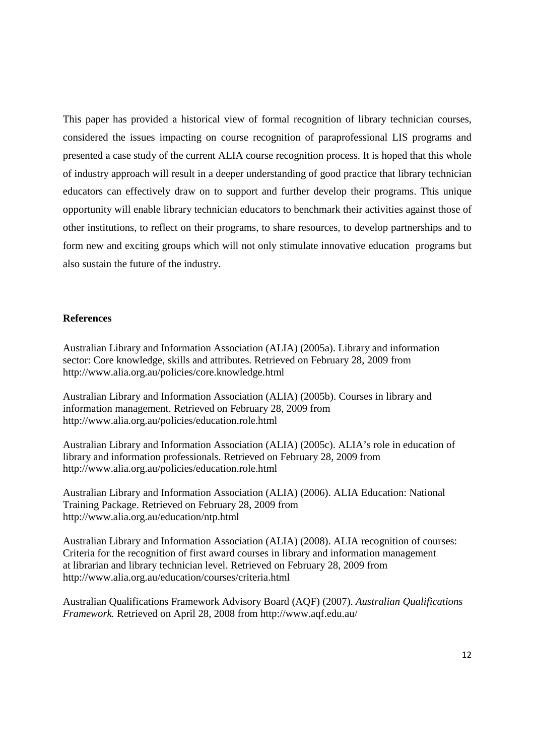This paper has provided a historical view of formal recognition of library technician courses, considered the issues impacting on course recognition of paraprofessional LIS programs and presented a case study of the current ALIA course recognition process. It is hoped that this whole of industry approach will result in a deeper understanding of good practice that library technician educators can effectively draw on to support and further develop their programs. This unique opportunity will enable library technician educators to benchmark their activities against those of other institutions, to reflect on their programs, to share resources, to develop partnerships and to form new and exciting groups which will not only stimulate innovative education programs but also sustain the future of the industry.

**References**

Australian Library and Information Association (ALIA) (2005a). Library and information sector: Core knowledge, skills and attributes. Retrieved on February 28, 2009 from http://www.alia.org.au/policies/core.knowledge.html

Australian Library and Information Association (ALIA) (2005b). Courses in library and information management. Retrieved on February 28, 2009 from http://www.alia.org.au/policies/education.role.html

Australian Library and Information Association (ALIA) (2005c). ALIA's role in education of library and information professionals. Retrieved on February 28, 2009 from http://www.alia.org.au/policies/education.role.html

Australian Library and Information Association (ALIA) (2006). ALIA Education: National Training Package. Retrieved on February 28, 2009 from http://www.alia.org.au/education/ntp.html

Australian Library and Information Association (ALIA) (2008). ALIA recognition of courses: Criteria for the recognition of first award courses in library and information management at librarian and library technician level. Retrieved on February 28, 2009 from http://www.alia.org.au/education/courses/criteria.html

Australian Qualifications Framework Advisory Board (AQF) (2007). *Australian Qualifications Framework.* Retrieved on April 28, 2008 from http://www.aqf.edu.au/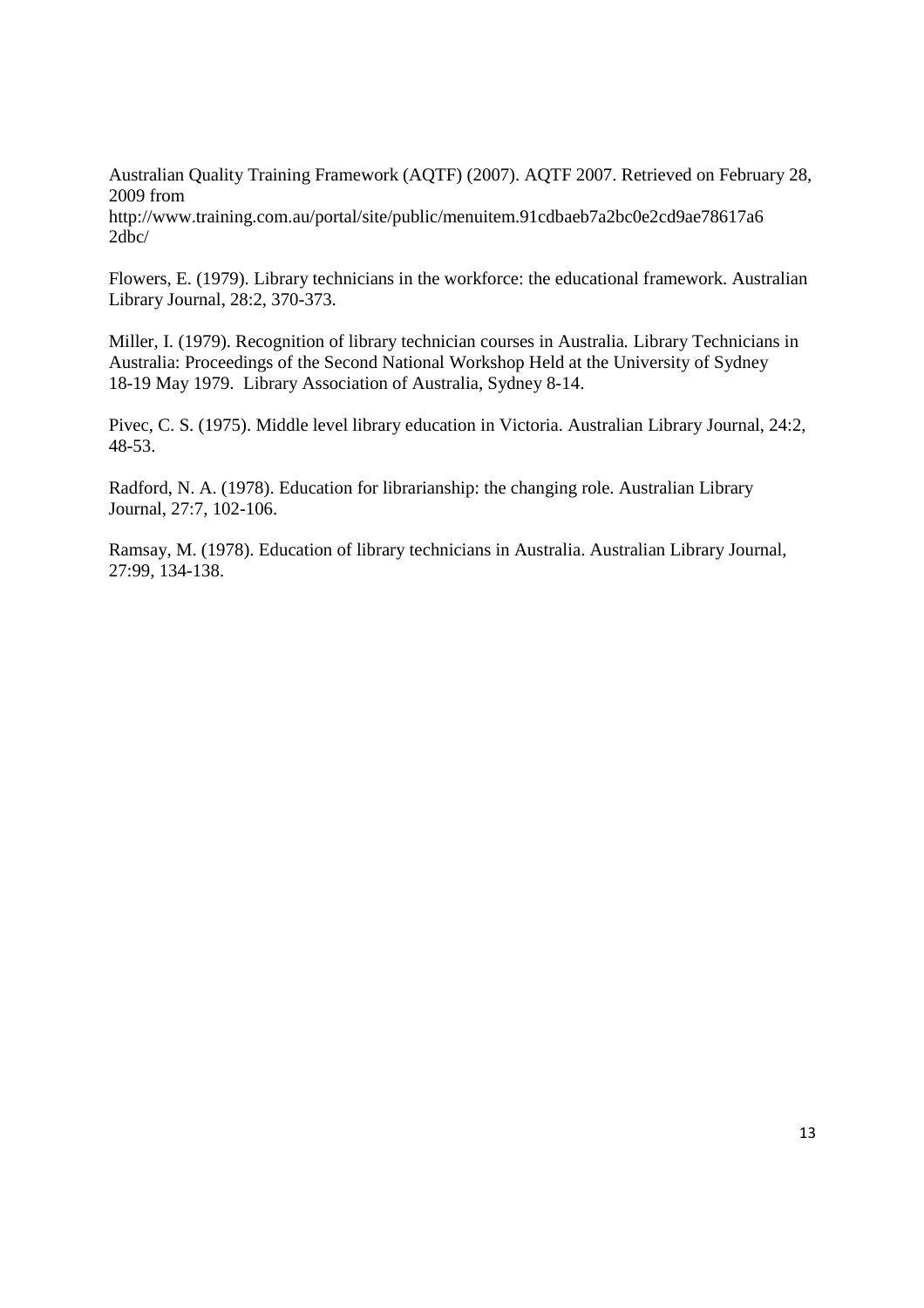Australian Quality Training Framework (AQTF) (2007). AQTF 2007. Retrieved on February 28, 2009 from http://www.training.com.au/portal/site/public/menuitem.91cdbaeb7a2bc0e2cd9ae78617a62dbc/

Flowers, E. (1979). Library technicians in the workforce: the educational framework. Australian Library Journal, 28:2, 370-373.

Miller, I. (1979). Recognition of library technician courses in Australia. Library Technicians in Australia: Proceedings of the Second National Workshop Held at the University of Sydney 18-19 May 1979. Library Association of Australia, Sydney 8-14.

Pivec, C. S. (1975). Middle level library education in Victoria. Australian Library Journal, 24:2, 48-53.

Radford, N. A. (1978). Education for librarianship: the changing role. Australian Library Journal, 27:7, 102-106.

Ramsay, M. (1978). Education of library technicians in Australia. Australian Library Journal, 27:99, 134-138.